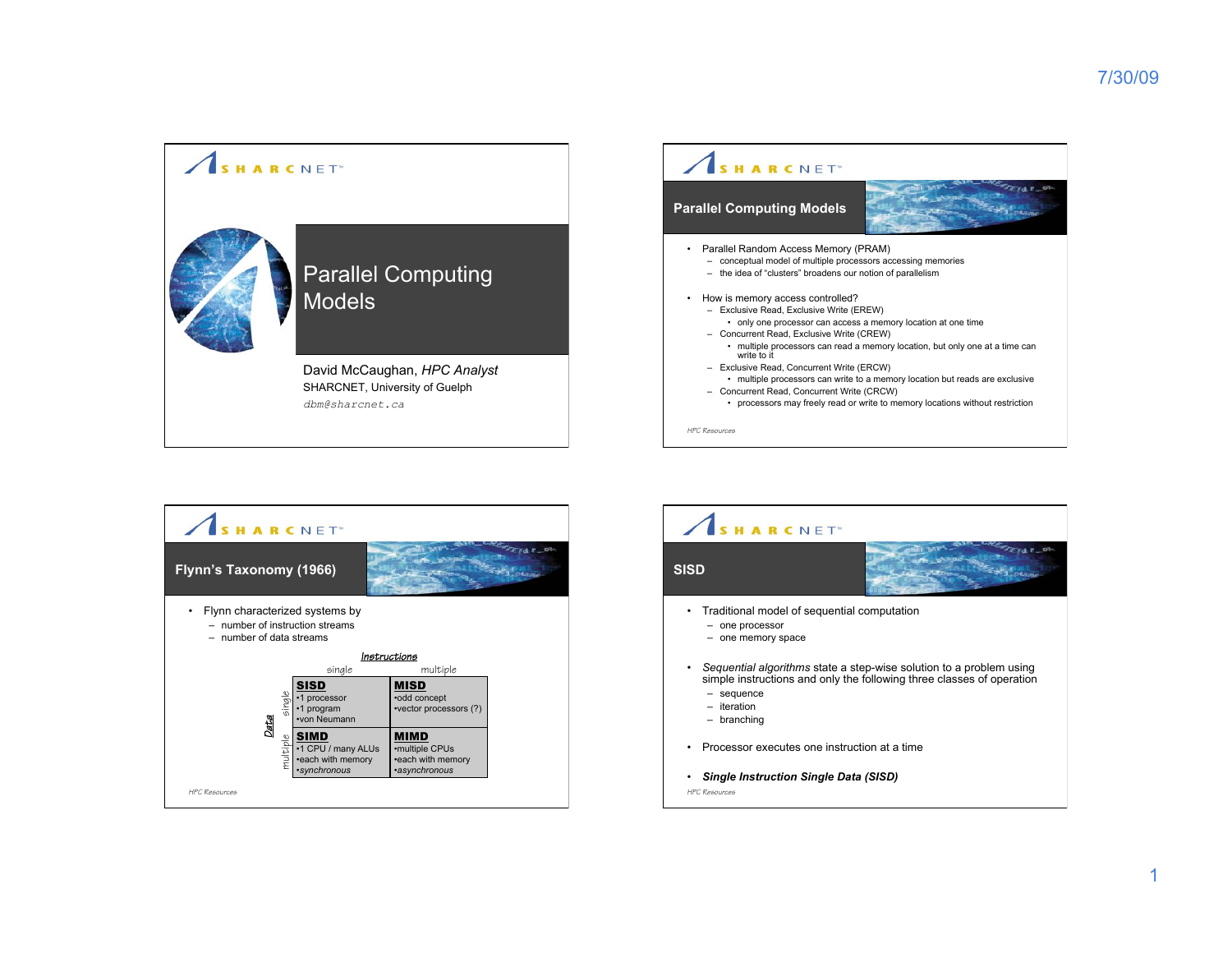# Parallel Computing Models

David McCaughan, *HPC Analyst*
SHARCNET, University of Guelph
`dbm@sharcnet.ca`

## Parallel Computing Models

- Parallel Random Access Memory (PRAM)
  - conceptual model of multiple processors accessing memories
  - the idea of "clusters" broadens our notion of parallelism
- How is memory access controlled?
  - Exclusive Read, Exclusive Write (EREW)
    - only one processor can access a memory location at one time
  - Concurrent Read, Exclusive Write (CREW)
    - multiple processors can read a memory location, but only one at a time can write to it
  - Exclusive Read, Concurrent Write (ERCW)
    - multiple processors can write to a memory location but reads are exclusive
  - Concurrent Read, Concurrent Write (CRCW)
    - processors may freely read or write to memory locations without restriction

*HPC Resources*

## Flynn's Taxonomy (1966)

- Flynn characterized systems by
  - number of instruction streams
  - number of data streams

| Data \ Instructions | single | multiple |
|---|---|---|
| single | **SISD** •1 processor •1 program •von Neumann | **MISD** •odd concept •vector processors (?) |
| multiple | **SIMD** •1 CPU / many ALUs •each with memory •*synchronous* | **MIMD** •multiple CPUs •each with memory •*asynchronous* |

*HPC Resources*

## SISD

- Traditional model of sequential computation
  - one processor
  - one memory space
- *Sequential algorithms* state a step-wise solution to a problem using simple instructions and only the following three classes of operation
  - sequence
  - iteration
  - branching
- Processor executes one instruction at a time
- ***Single Instruction Single Data (SISD)***

*HPC Resources*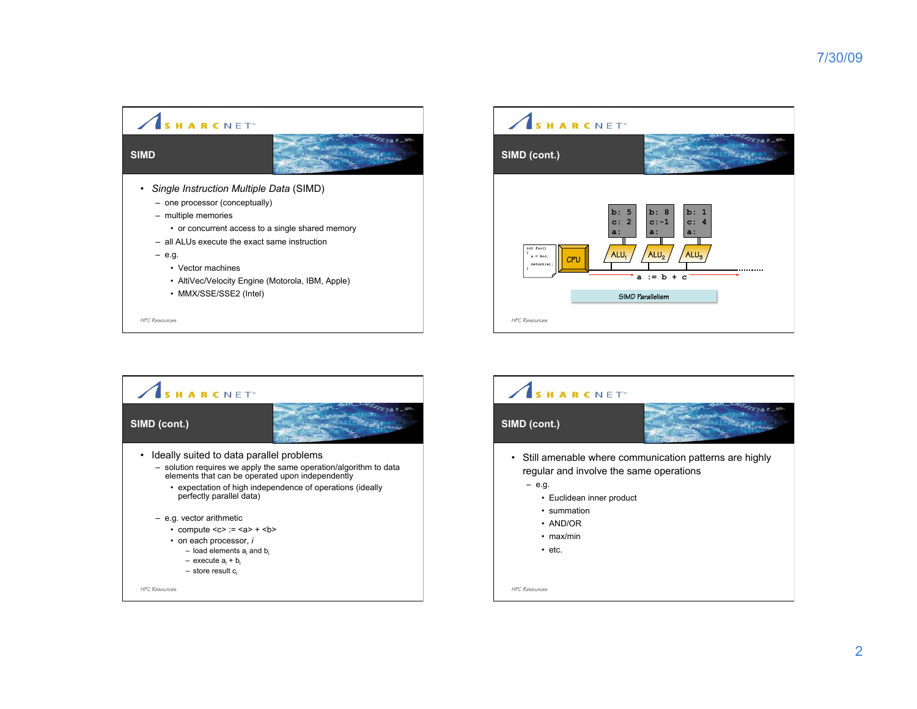## SIMD

- *Single Instruction Multiple Data* (SIMD)
  - one processor (conceptually)
  - multiple memories
    - or concurrent access to a single shared memory
  - all ALUs execute the exact same instruction
  - e.g.
    - Vector machines
    - AltiVec/Velocity Engine (Motorola, IBM, Apple)
    - MMX/SSE/SSE2 (Intel)

HPC Resources

## SIMD (cont.)

```
int foo()
{
  a = b+c;
  return(a);
}
```

| | | |
|---|---|---|
| b: 5 | b: 8 | b: 1 |
| c: 2 | c: -1 | c: 4 |
| a: | a: | a: |

CPU — $ALU_1$, $ALU_2$, $ALU_3$

a := b + c

SIMD Parallelism

HPC Resources

## SIMD (cont.)

- Ideally suited to data parallel problems
  - solution requires we apply the same operation/algorithm to data elements that can be operated upon independently
    - expectation of high independence of operations (ideally perfectly parallel data)
  - e.g. vector arithmetic
    - compute <c> := <a> + <b>
    - on each processor, *i*
      - load elements $a_i$ and $b_i$
      - execute $a_i + b_i$
      - store result $c_i$

HPC Resources

## SIMD (cont.)

- Still amenable where communication patterns are highly regular and involve the same operations
  - e.g.
    - Euclidean inner product
    - summation
    - AND/OR
    - max/min
    - etc.

HPC Resources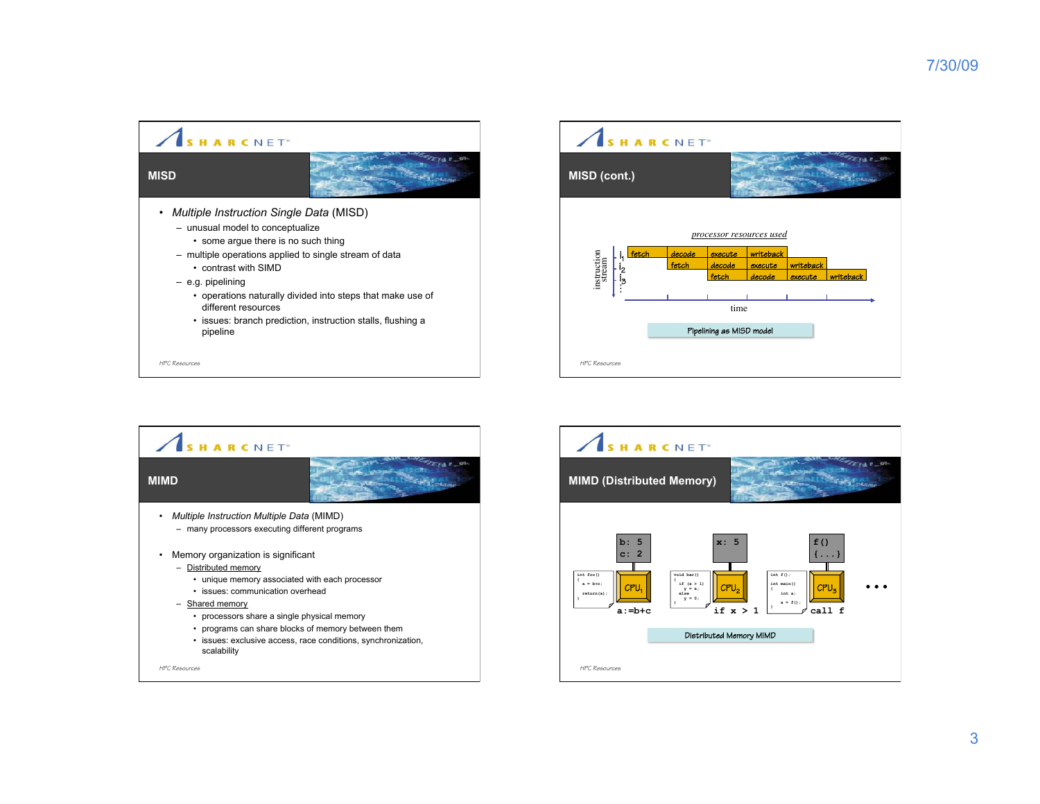## MISD

- *Multiple Instruction Single Data* (MISD)
  - unusual model to conceptualize
    - some argue there is no such thing
  - multiple operations applied to single stream of data
    - contrast with SIMD
  - e.g. pipelining
    - operations naturally divided into steps that make use of different resources
    - issues: branch prediction, instruction stalls, flushing a pipeline

## MISD (cont.)

*processor resources used*

| instruction stream | | | | | | |
|---|---|---|---|---|---|---|
| $i_1$ | fetch | decode | execute | writeback | | |
| $i_2$ | | fetch | decode | execute | writeback | |
| $i_3$ | | | fetch | decode | execute | writeback |

time

Pipelining as MISD model

## MIMD

- *Multiple Instruction Multiple Data* (MIMD)
  - many processors executing different programs
- Memory organization is significant
  - Distributed memory
    - unique memory associated with each processor
    - issues: communication overhead
  - Shared memory
    - processors share a single physical memory
    - programs can share blocks of memory between them
    - issues: exclusive access, race conditions, synchronization, scalability

## MIMD (Distributed Memory)

| Memory | `b: 5` `c: 2` | `x: 5` | `f() {...}` | |
|---|---|---|---|---|
| Processor | $CPU_1$ | $CPU_2$ | $CPU_3$ | • • • |
| Operation | `a:=b+c` | `if x > 1` | `call f` | |

```
int foo()
{
  a = b+c;
  return(a);
}
```

```
void bar()
{
  if (x > 1)
    y = x;
  else
    y = 0;
}
```

```
int f();
int main()
{
  int a;
  a = f();
}
```

Distributed Memory MIMD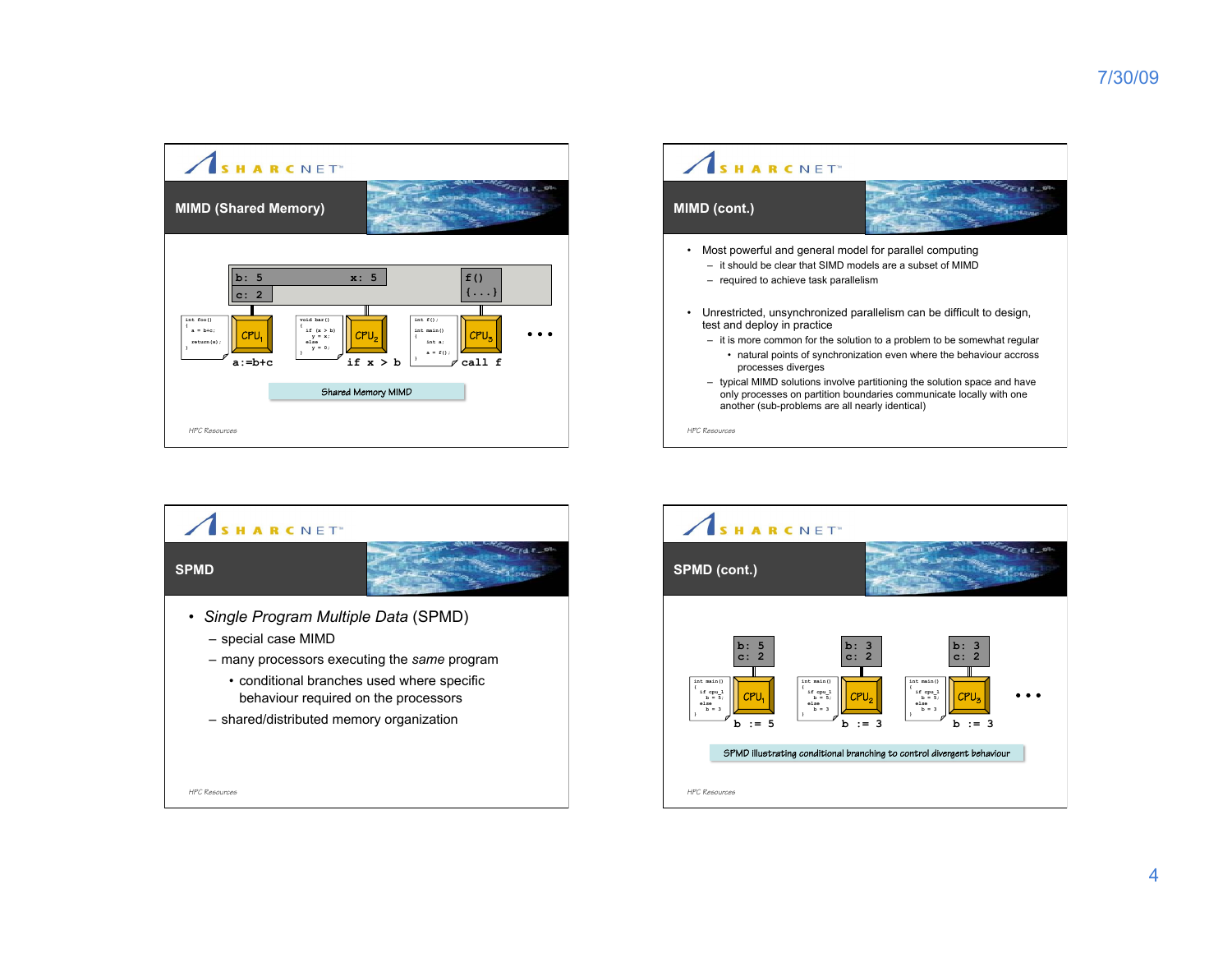## MIMD (Shared Memory)

```
b: 5          x: 5        f()
c: 2                      {...}

int foo()        void bar()         int f();
{                {                  int main()
  a = b+c;         if (x > b)       {
  return(a);         y = x;           int a;
}                  else               a = f();
                     y = 0;         }
                 }

CPU1             CPU2               CPU3          • • •
a:=b+c           if x > b           call f
```

Shared Memory MIMD

HPC Resources

## MIMD (cont.)

- Most powerful and general model for parallel computing
  - it should be clear that SIMD models are a subset of MIMD
  - required to achieve task parallelism
- Unrestricted, unsynchronized parallelism can be difficult to design, test and deploy in practice
  - it is more common for the solution to a problem to be somewhat regular
    - natural points of synchronization even where the behaviour accross processes diverges
  - typical MIMD solutions involve partitioning the solution space and have only processes on partition boundaries communicate locally with one another (sub-problems are all nearly identical)

HPC Resources

## SPMD

- *Single Program Multiple Data* (SPMD)
  - special case MIMD
  - many processors executing the *same* program
    - conditional branches used where specific behaviour required on the processors
  - shared/distributed memory organization

HPC Resources

## SPMD (cont.)

```
b: 5             b: 3             b: 3
c: 2             c: 2             c: 2

int main()       int main()       int main()
{                {                {
  if cpu_1         if cpu_1         if cpu_1
    b = 5;           b = 5;           b = 5;
  else             else             else
    b = 3            b = 3            b = 3
}                }                }

CPU1             CPU2             CPU3          • • •
b := 5           b := 3           b := 3
```

SPMD illustrating conditional branching to control divergent behaviour

HPC Resources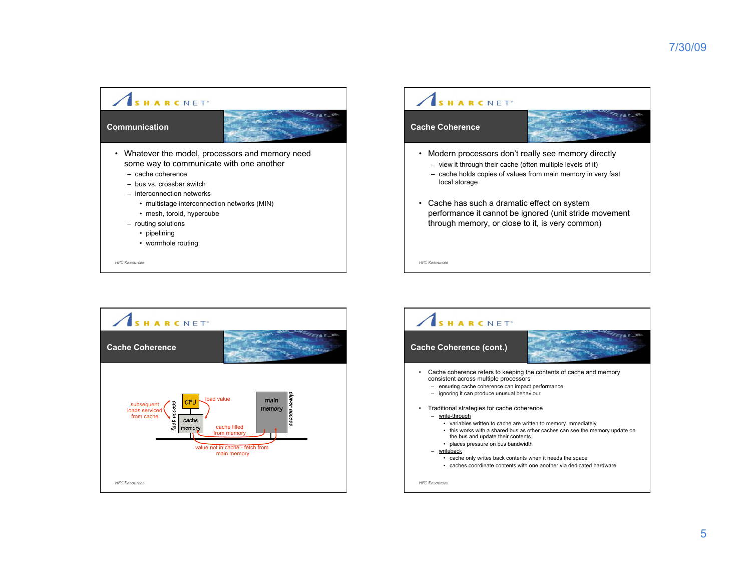## Communication

- Whatever the model, processors and memory need some way to communicate with one another
  - cache coherence
  - bus vs. crossbar switch
  - interconnection networks
    - multistage interconnection networks (MIN)
    - mesh, toroid, hypercube
  - routing solutions
    - pipelining
    - wormhole routing

## Cache Coherence

- Modern processors don't really see memory directly
  - view it through their cache (often multiple levels of it)
  - cache holds copies of values from main memory in very fast local storage
- Cache has such a dramatic effect on system performance it cannot be ignored (unit stride movement through memory, or close to it, is very common)

## Cache Coherence

CPU — load value — cache memory — fast access — subsequent loads serviced from cache

main memory — slower access

cache filled from memory

value not in cache - fetch from main memory

## Cache Coherence (cont.)

- Cache coherence refers to keeping the contents of cache and memory consistent across multiple processors
  - ensuring cache coherence can impact performance
  - ignoring it can produce unusual behaviour
- Traditional strategies for cache coherence
  - write-through
    - variables written to cache are written to memory immediately
    - this works with a shared bus as other caches can see the memory update on the bus and update their contents
    - places pressure on bus bandwidth
  - writeback
    - cache only writes back contents when it needs the space
    - caches coordinate contents with one another via dedicated hardware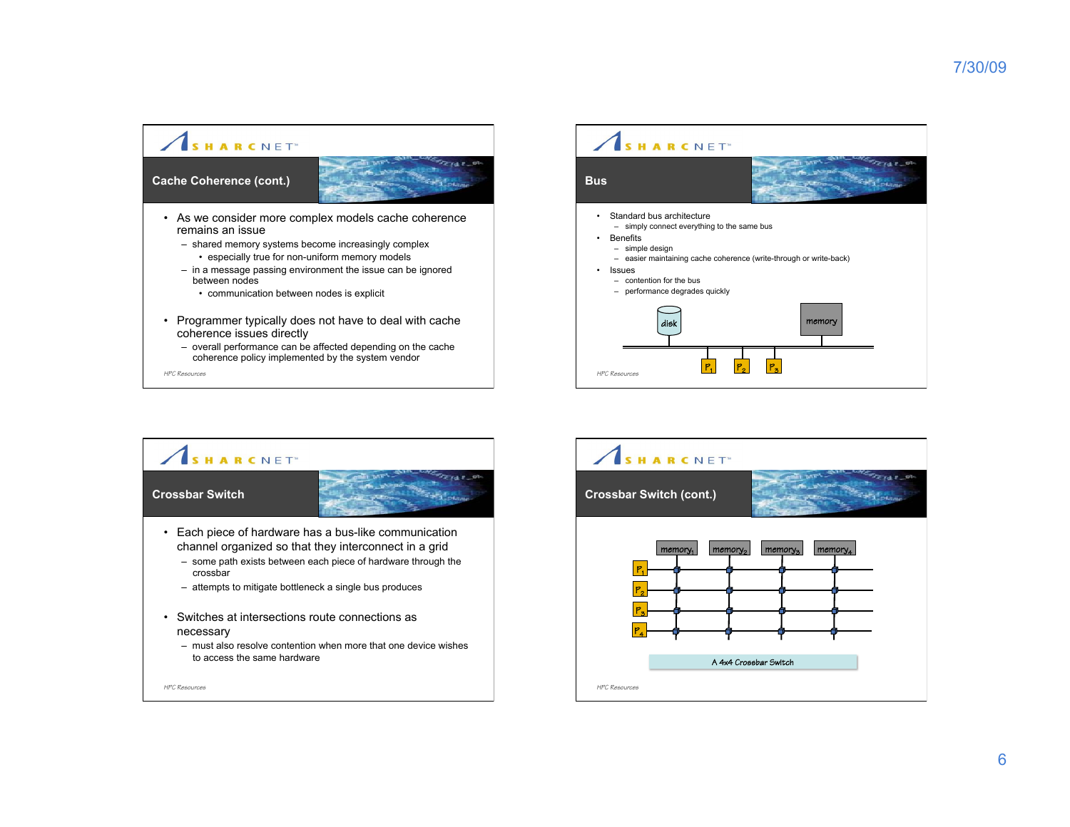## Cache Coherence (cont.)

- As we consider more complex models cache coherence remains an issue
  - shared memory systems become increasingly complex
    - especially true for non-uniform memory models
  - in a message passing environment the issue can be ignored between nodes
    - communication between nodes is explicit
- Programmer typically does not have to deal with cache coherence issues directly
  - overall performance can be affected depending on the cache coherence policy implemented by the system vendor

*HPC Resources*

## Bus

- Standard bus architecture
  - simply connect everything to the same bus
- Benefits
  - simple design
  - easier maintaining cache coherence (write-through or write-back)
- Issues
  - contention for the bus
  - performance degrades quickly

disk  memory

$P_1$  $P_2$  $P_3$

*HPC Resources*

## Crossbar Switch

- Each piece of hardware has a bus-like communication channel organized so that they interconnect in a grid
  - some path exists between each piece of hardware through the crossbar
  - attempts to mitigate bottleneck a single bus produces
- Switches at intersections route connections as necessary
  - must also resolve contention when more that one device wishes to access the same hardware

*HPC Resources*

## Crossbar Switch (cont.)

$memory_1$  $memory_2$  $memory_3$  $memory_4$

$P_1$

$P_2$

$P_3$

$P_4$

A 4x4 Crossbar Switch

*HPC Resources*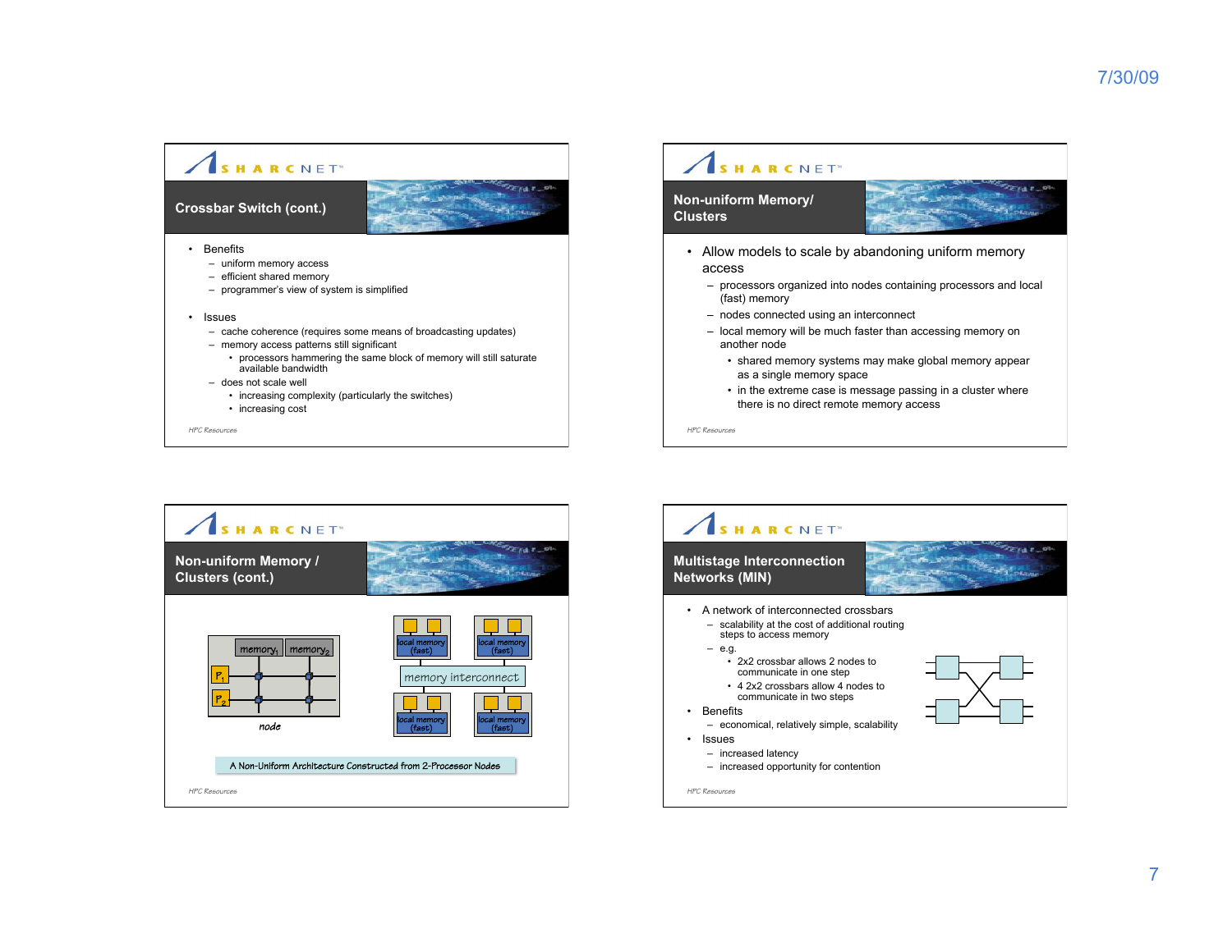## Crossbar Switch (cont.)

- Benefits
  - uniform memory access
  - efficient shared memory
  - programmer's view of system is simplified
- Issues
  - cache coherence (requires some means of broadcasting updates)
  - memory access patterns still significant
    - processors hammering the same block of memory will still saturate available bandwidth
  - does not scale well
    - increasing complexity (particularly the switches)
    - increasing cost

*HPC Resources*

## Non-uniform Memory/ Clusters

- Allow models to scale by abandoning uniform memory access
  - processors organized into nodes containing processors and local (fast) memory
  - nodes connected using an interconnect
  - local memory will be much faster than accessing memory on another node
    - shared memory systems may make global memory appear as a single memory space
    - in the extreme case is message passing in a cluster where there is no direct remote memory access

*HPC Resources*

## Non-uniform Memory / Clusters (cont.)

memory$_1$ memory$_2$ $P_1$ $P_2$ node

local memory (fast) · memory interconnect

A Non-Uniform Architecture Constructed from 2-Processor Nodes

*HPC Resources*

## Multistage Interconnection Networks (MIN)

- A network of interconnected crossbars
  - scalability at the cost of additional routing steps to access memory
  - e.g.
    - 2x2 crossbar allows 2 nodes to communicate in one step
    - 4 2x2 crossbars allow 4 nodes to communicate in two steps
- Benefits
  - economical, relatively simple, scalability
- Issues
  - increased latency
  - increased opportunity for contention

*HPC Resources*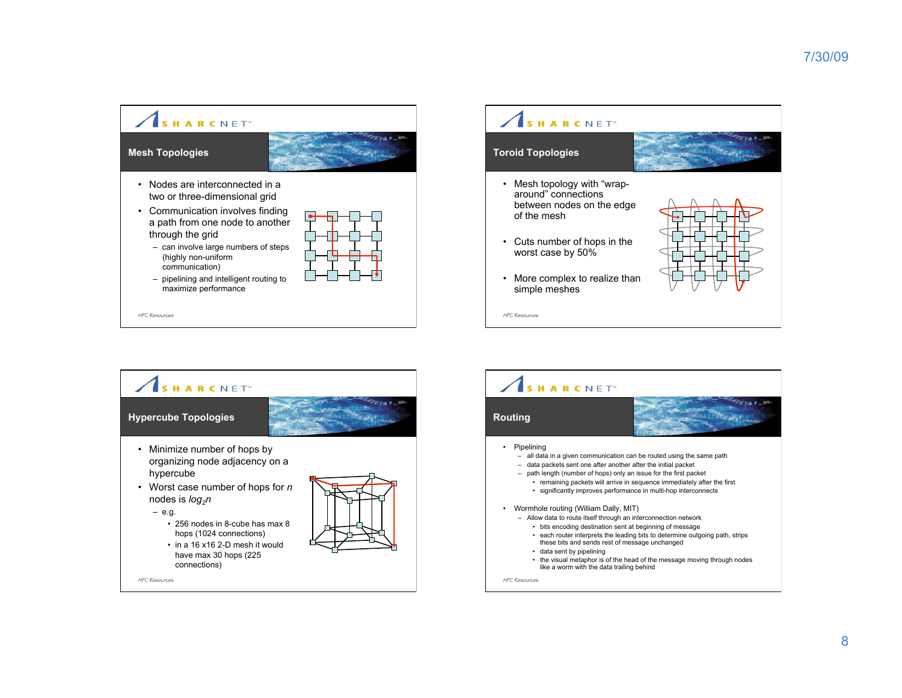## Mesh Topologies

- Nodes are interconnected in a two or three-dimensional grid
- Communication involves finding a path from one node to another through the grid
  - can involve large numbers of steps (highly non-uniform communication)
  - pipelining and intelligent routing to maximize performance

HPC Resources

## Toroid Topologies

- Mesh topology with "wrap-around" connections between nodes on the edge of the mesh
- Cuts number of hops in the worst case by 50%
- More complex to realize than simple meshes

HPC Resources

## Hypercube Topologies

- Minimize number of hops by organizing node adjacency on a hypercube
- Worst case number of hops for *n* nodes is $log_2 n$
  - e.g.
    - 256 nodes in 8-cube has max 8 hops (1024 connections)
    - in a 16 x16 2-D mesh it would have max 30 hops (225 connections)

HPC Resources

## Routing

- Pipelining
  - all data in a given communication can be routed using the same path
  - data packets sent one after another after the initial packet
  - path length (number of hops) only an issue for the first packet
    - remaining packets will arrive in sequence immediately after the first
    - significantly improves performance in multi-hop interconnects
- Wormhole routing (William Dally, MIT)
  - Allow data to route itself through an interconnection network
    - bits encoding destination sent at beginning of message
    - each router interprets the leading bits to determine outgoing path, strips these bits and sends rest of message unchanged
    - data sent by pipelining
    - the visual metaphor is of the head of the message moving through nodes like a worm with the data trailing behind

HPC Resources